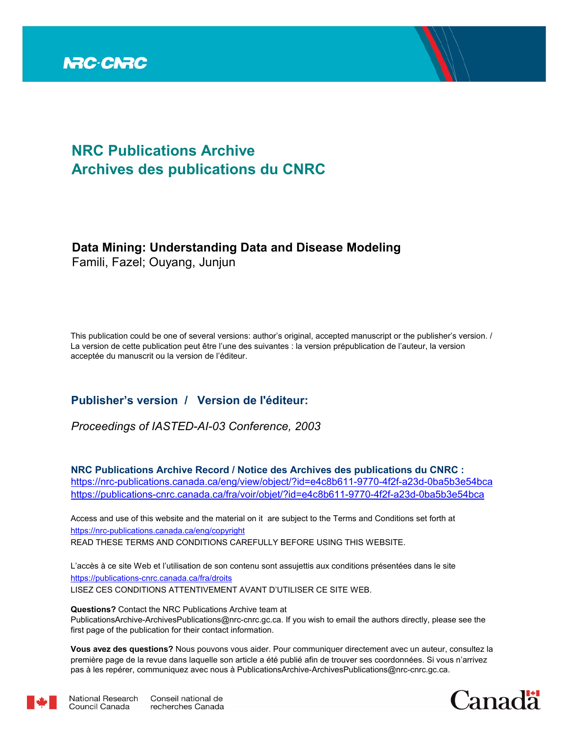NRC·CNRC

# NRC Publications Archive
# Archives des publications du CNRC

## Data Mining: Understanding Data and Disease Modeling

Famili, Fazel; Ouyang, Junjun

This publication could be one of several versions: author's original, accepted manuscript or the publisher's version. / La version de cette publication peut être l'une des suivantes : la version prépublication de l'auteur, la version acceptée du manuscrit ou la version de l'éditeur.

### Publisher's version / Version de l'éditeur:

*Proceedings of IASTED-AI-03 Conference, 2003*

**NRC Publications Archive Record / Notice des Archives des publications du CNRC :**
https://nrc-publications.canada.ca/eng/view/object/?id=e4c8b611-9770-4f2f-a23d-0ba5b3e54bca
https://publications-cnrc.canada.ca/fra/voir/objet/?id=e4c8b611-9770-4f2f-a23d-0ba5b3e54bca

Access and use of this website and the material on it are subject to the Terms and Conditions set forth at https://nrc-publications.canada.ca/eng/copyright
READ THESE TERMS AND CONDITIONS CAREFULLY BEFORE USING THIS WEBSITE.

L'accès à ce site Web et l'utilisation de son contenu sont assujettis aux conditions présentées dans le site https://publications-cnrc.canada.ca/fra/droits
LISEZ CES CONDITIONS ATTENTIVEMENT AVANT D'UTILISER CE SITE WEB.

**Questions?** Contact the NRC Publications Archive team at PublicationsArchive-ArchivesPublications@nrc-cnrc.gc.ca. If you wish to email the authors directly, please see the first page of the publication for their contact information.

**Vous avez des questions?** Nous pouvons vous aider. Pour communiquer directement avec un auteur, consultez la première page de la revue dans laquelle son article a été publié afin de trouver ses coordonnées. Si vous n'arrivez pas à les repérer, communiquez avec nous à PublicationsArchive-ArchivesPublications@nrc-cnrc.gc.ca.

National Research Council Canada | Conseil national de recherches Canada

Canada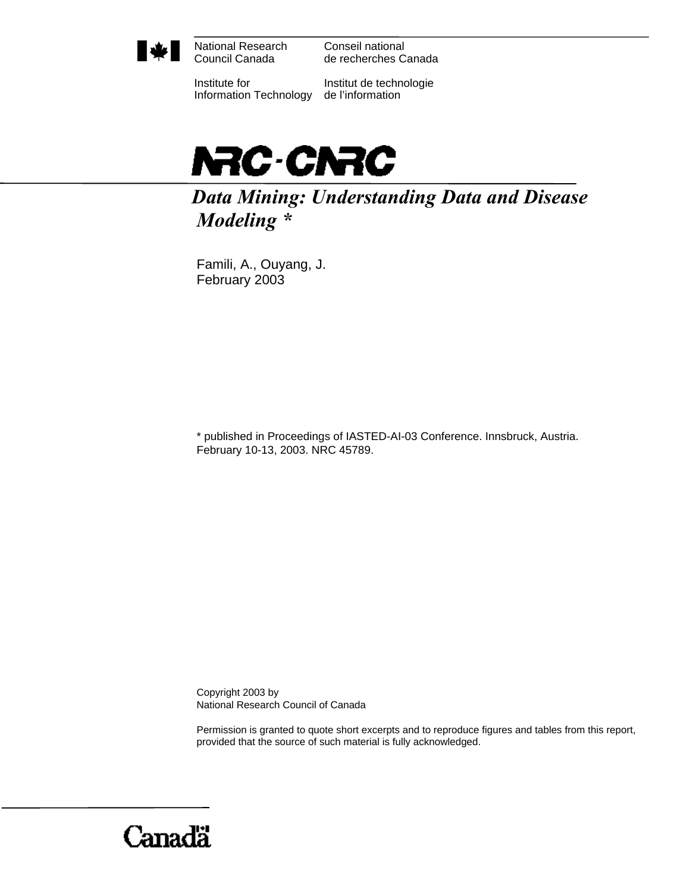National Research Council Canada

Conseil national de recherches Canada

Institute for Information Technology

Institut de technologie de l'information

# NRC-CNRC

## *Data Mining: Understanding Data and Disease Modeling **

Famili, A., Ouyang, J.
February 2003

* published in Proceedings of IASTED-AI-03 Conference. Innsbruck, Austria. February 10-13, 2003. NRC 45789.

Copyright 2003 by
National Research Council of Canada

Permission is granted to quote short excerpts and to reproduce figures and tables from this report, provided that the source of such material is fully acknowledged.

Canada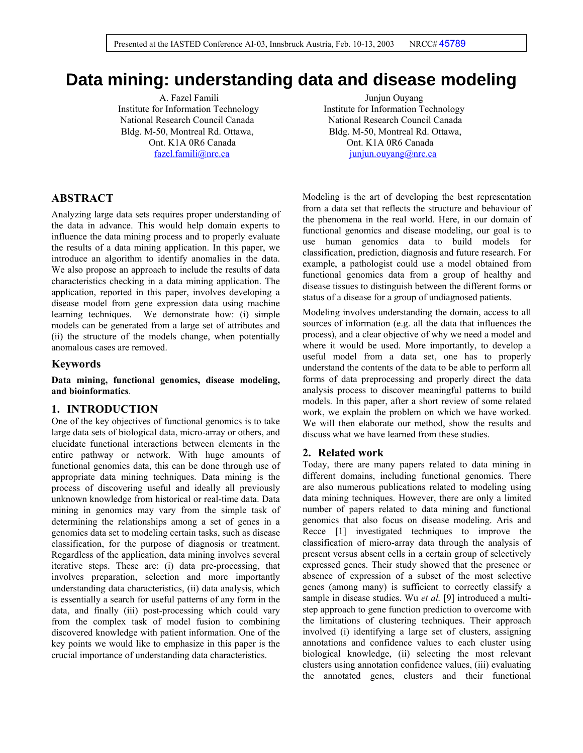Presented at the IASTED Conference AI-03, Innsbruck Austria, Feb. 10-13, 2003 NRCC# 45789

# Data mining: understanding data and disease modeling

A. Fazel Famili
Institute for Information Technology
National Research Council Canada
Bldg. M-50, Montreal Rd. Ottawa,
Ont. K1A 0R6 Canada
fazel.famili@nrc.ca

Junjun Ouyang
Institute for Information Technology
National Research Council Canada
Bldg. M-50, Montreal Rd. Ottawa,
Ont. K1A 0R6 Canada
junjun.ouyang@nrc.ca

## ABSTRACT

Analyzing large data sets requires proper understanding of the data in advance. This would help domain experts to influence the data mining process and to properly evaluate the results of a data mining application. In this paper, we introduce an algorithm to identify anomalies in the data. We also propose an approach to include the results of data characteristics checking in a data mining application. The application, reported in this paper, involves developing a disease model from gene expression data using machine learning techniques. We demonstrate how: (i) simple models can be generated from a large set of attributes and (ii) the structure of the models change, when potentially anomalous cases are removed.

### Keywords

**Data mining, functional genomics, disease modeling, and bioinformatics**.

## 1. INTRODUCTION

One of the key objectives of functional genomics is to take large data sets of biological data, micro-array or others, and elucidate functional interactions between elements in the entire pathway or network. With huge amounts of functional genomics data, this can be done through use of appropriate data mining techniques. Data mining is the process of discovering useful and ideally all previously unknown knowledge from historical or real-time data. Data mining in genomics may vary from the simple task of determining the relationships among a set of genes in a genomics data set to modeling certain tasks, such as disease classification, for the purpose of diagnosis or treatment. Regardless of the application, data mining involves several iterative steps. These are: (i) data pre-processing, that involves preparation, selection and more importantly understanding data characteristics, (ii) data analysis, which is essentially a search for useful patterns of any form in the data, and finally (iii) post-processing which could vary from the complex task of model fusion to combining discovered knowledge with patient information. One of the key points we would like to emphasize in this paper is the crucial importance of understanding data characteristics.

Modeling is the art of developing the best representation from a data set that reflects the structure and behaviour of the phenomena in the real world. Here, in our domain of functional genomics and disease modeling, our goal is to use human genomics data to build models for classification, prediction, diagnosis and future research. For example, a pathologist could use a model obtained from functional genomics data from a group of healthy and disease tissues to distinguish between the different forms or status of a disease for a group of undiagnosed patients.

Modeling involves understanding the domain, access to all sources of information (e.g. all the data that influences the process), and a clear objective of why we need a model and where it would be used. More importantly, to develop a useful model from a data set, one has to properly understand the contents of the data to be able to perform all forms of data preprocessing and properly direct the data analysis process to discover meaningful patterns to build models. In this paper, after a short review of some related work, we explain the problem on which we have worked. We will then elaborate our method, show the results and discuss what we have learned from these studies.

## 2. Related work

Today, there are many papers related to data mining in different domains, including functional genomics. There are also numerous publications related to modeling using data mining techniques. However, there are only a limited number of papers related to data mining and functional genomics that also focus on disease modeling. Aris and Recce [1] investigated techniques to improve the classification of micro-array data through the analysis of present versus absent cells in a certain group of selectively expressed genes. Their study showed that the presence or absence of expression of a subset of the most selective genes (among many) is sufficient to correctly classify a sample in disease studies. Wu *et al.* [9] introduced a multi-step approach to gene function prediction to overcome with the limitations of clustering techniques. Their approach involved (i) identifying a large set of clusters, assigning annotations and confidence values to each cluster using biological knowledge, (ii) selecting the most relevant clusters using annotation confidence values, (iii) evaluating the annotated genes, clusters and their functional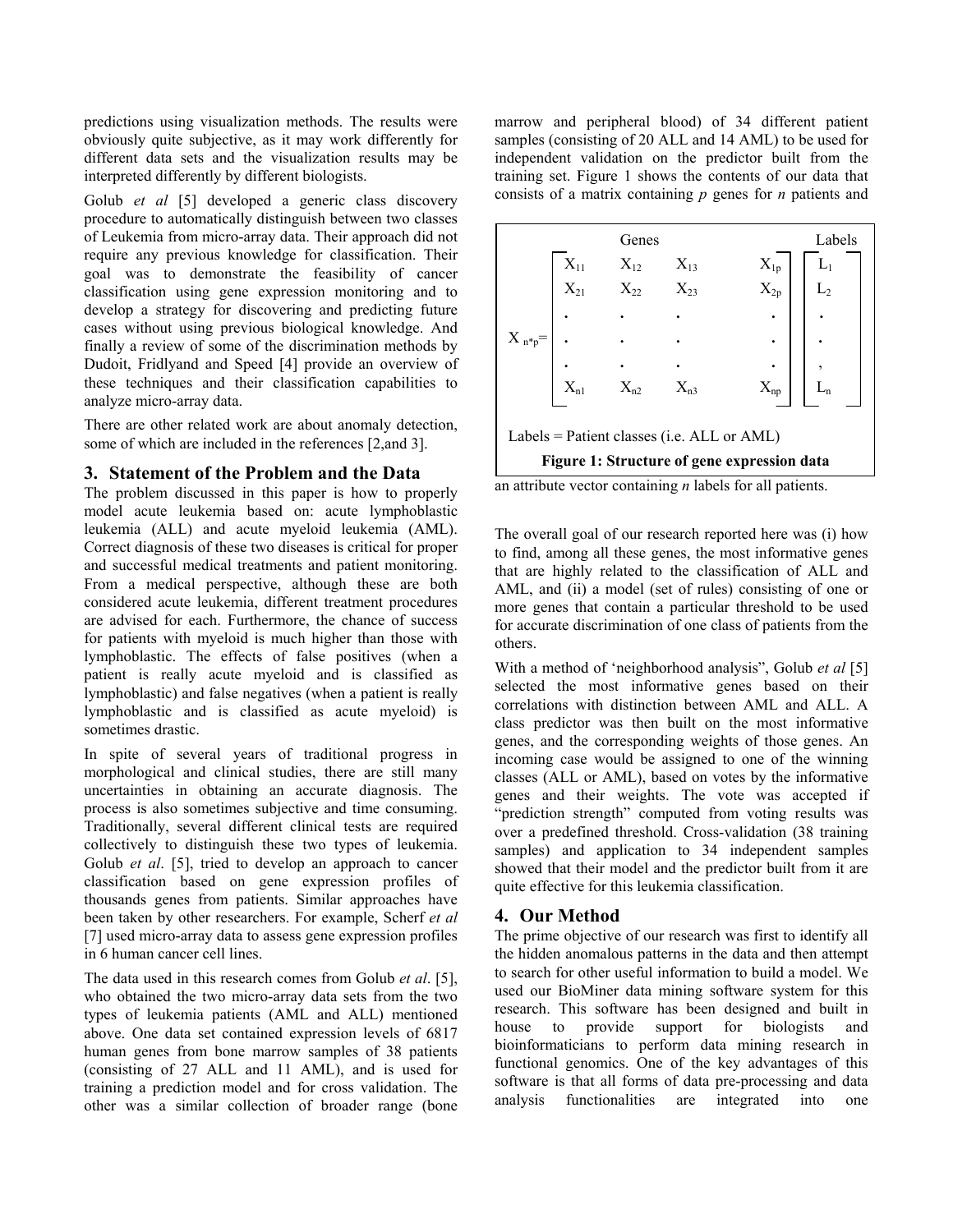predictions using visualization methods. The results were obviously quite subjective, as it may work differently for different data sets and the visualization results may be interpreted differently by different biologists.

Golub *et al* [5] developed a generic class discovery procedure to automatically distinguish between two classes of Leukemia from micro-array data. Their approach did not require any previous knowledge for classification. Their goal was to demonstrate the feasibility of cancer classification using gene expression monitoring and to develop a strategy for discovering and predicting future cases without using previous biological knowledge. And finally a review of some of the discrimination methods by Dudoit, Fridlyand and Speed [4] provide an overview of these techniques and their classification capabilities to analyze micro-array data.

There are other related work are about anomaly detection, some of which are included in the references [2,and 3].

## 3. Statement of the Problem and the Data

The problem discussed in this paper is how to properly model acute leukemia based on: acute lymphoblastic leukemia (ALL) and acute myeloid leukemia (AML). Correct diagnosis of these two diseases is critical for proper and successful medical treatments and patient monitoring. From a medical perspective, although these are both considered acute leukemia, different treatment procedures are advised for each. Furthermore, the chance of success for patients with myeloid is much higher than those with lymphoblastic. The effects of false positives (when a patient is really acute myeloid and is classified as lymphoblastic) and false negatives (when a patient is really lymphoblastic and is classified as acute myeloid) is sometimes drastic.

In spite of several years of traditional progress in morphological and clinical studies, there are still many uncertainties in obtaining an accurate diagnosis. The process is also sometimes subjective and time consuming. Traditionally, several different clinical tests are required collectively to distinguish these two types of leukemia. Golub *et al*. [5], tried to develop an approach to cancer classification based on gene expression profiles of thousands genes from patients. Similar approaches have been taken by other researchers. For example, Scherf *et al* [7] used micro-array data to assess gene expression profiles in 6 human cancer cell lines.

The data used in this research comes from Golub *et al*. [5], who obtained the two micro-array data sets from the two types of leukemia patients (AML and ALL) mentioned above. One data set contained expression levels of 6817 human genes from bone marrow samples of 38 patients (consisting of 27 ALL and 11 AML), and is used for training a prediction model and for cross validation. The other was a similar collection of broader range (bone marrow and peripheral blood) of 34 different patient samples (consisting of 20 ALL and 14 AML) to be used for independent validation on the predictor built from the training set. Figure 1 shows the contents of our data that consists of a matrix containing *p* genes for *n* patients and an attribute vector containing *n* labels for all patients.

$$X_{n*p} = \begin{bmatrix} X_{11} & X_{12} & X_{13} & X_{1p} \\ X_{21} & X_{22} & X_{23} & X_{2p} \\ . & . & . & . \\ . & . & . & . \\ . & . & . & . \\ X_{n1} & X_{n2} & X_{n3} & X_{np} \end{bmatrix} \begin{bmatrix} L_1 \\ L_2 \\ . \\ . \\ , \\ L_n \end{bmatrix}$$

Labels = Patient classes (i.e. ALL or AML)

**Figure 1: Structure of gene expression data**

The overall goal of our research reported here was (i) how to find, among all these genes, the most informative genes that are highly related to the classification of ALL and AML, and (ii) a model (set of rules) consisting of one or more genes that contain a particular threshold to be used for accurate discrimination of one class of patients from the others.

With a method of 'neighborhood analysis", Golub *et al* [5] selected the most informative genes based on their correlations with distinction between AML and ALL. A class predictor was then built on the most informative genes, and the corresponding weights of those genes. An incoming case would be assigned to one of the winning classes (ALL or AML), based on votes by the informative genes and their weights. The vote was accepted if "prediction strength" computed from voting results was over a predefined threshold. Cross-validation (38 training samples) and application to 34 independent samples showed that their model and the predictor built from it are quite effective for this leukemia classification.

## 4. Our Method

The prime objective of our research was first to identify all the hidden anomalous patterns in the data and then attempt to search for other useful information to build a model. We used our BioMiner data mining software system for this research. This software has been designed and built in house to provide support for biologists and bioinformaticians to perform data mining research in functional genomics. One of the key advantages of this software is that all forms of data pre-processing and data analysis functionalities are integrated into one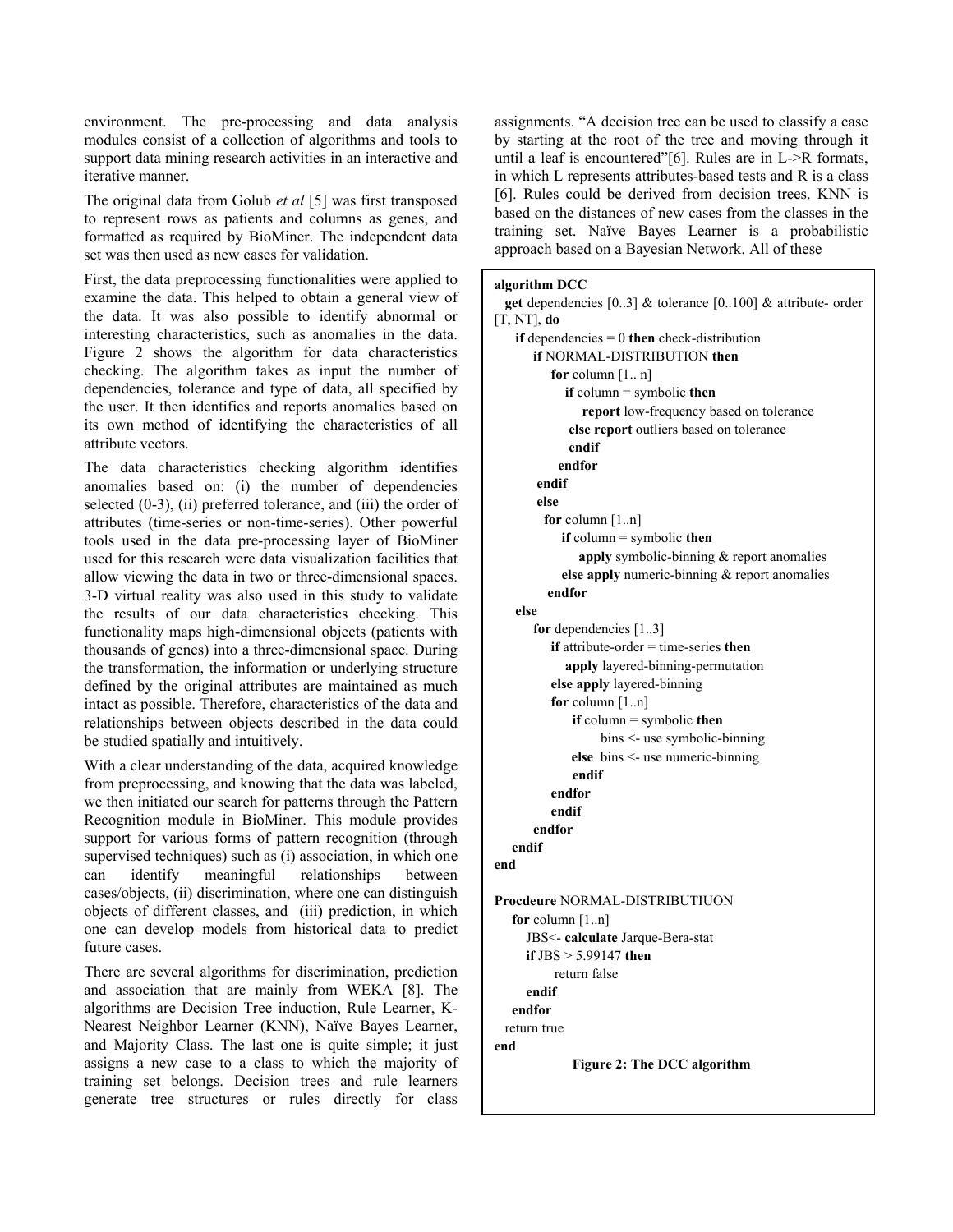environment. The pre-processing and data analysis modules consist of a collection of algorithms and tools to support data mining research activities in an interactive and iterative manner.

The original data from Golub *et al* [5] was first transposed to represent rows as patients and columns as genes, and formatted as required by BioMiner. The independent data set was then used as new cases for validation.

First, the data preprocessing functionalities were applied to examine the data. This helped to obtain a general view of the data. It was also possible to identify abnormal or interesting characteristics, such as anomalies in the data. Figure 2 shows the algorithm for data characteristics checking. The algorithm takes as input the number of dependencies, tolerance and type of data, all specified by the user. It then identifies and reports anomalies based on its own method of identifying the characteristics of all attribute vectors.

The data characteristics checking algorithm identifies anomalies based on: (i) the number of dependencies selected (0-3), (ii) preferred tolerance, and (iii) the order of attributes (time-series or non-time-series). Other powerful tools used in the data pre-processing layer of BioMiner used for this research were data visualization facilities that allow viewing the data in two or three-dimensional spaces. 3-D virtual reality was also used in this study to validate the results of our data characteristics checking. This functionality maps high-dimensional objects (patients with thousands of genes) into a three-dimensional space. During the transformation, the information or underlying structure defined by the original attributes are maintained as much intact as possible. Therefore, characteristics of the data and relationships between objects described in the data could be studied spatially and intuitively.

With a clear understanding of the data, acquired knowledge from preprocessing, and knowing that the data was labeled, we then initiated our search for patterns through the Pattern Recognition module in BioMiner. This module provides support for various forms of pattern recognition (through supervised techniques) such as (i) association, in which one can identify meaningful relationships between cases/objects, (ii) discrimination, where one can distinguish objects of different classes, and (iii) prediction, in which one can develop models from historical data to predict future cases.

There are several algorithms for discrimination, prediction and association that are mainly from WEKA [8]. The algorithms are Decision Tree induction, Rule Learner, K-Nearest Neighbor Learner (KNN), Naïve Bayes Learner, and Majority Class. The last one is quite simple; it just assigns a new case to a class to which the majority of training set belongs. Decision trees and rule learners generate tree structures or rules directly for class assignments. "A decision tree can be used to classify a case by starting at the root of the tree and moving through it until a leaf is encountered"[6]. Rules are in L->R formats, in which L represents attributes-based tests and R is a class [6]. Rules could be derived from decision trees. KNN is based on the distances of new cases from the classes in the training set. Naïve Bayes Learner is a probabilistic approach based on a Bayesian Network. All of these

```
algorithm DCC
  get dependencies [0..3] & tolerance [0..100] & attribute- order [T, NT], do
    if dependencies = 0 then check-distribution
       if NORMAL-DISTRIBUTION then
          for column [1.. n]
             if column = symbolic then
                report low-frequency based on tolerance
             else report outliers based on tolerance
             endif
          endfor
       endif
       else
         for column [1..n]
            if column = symbolic then
               apply symbolic-binning & report anomalies
            else apply numeric-binning & report anomalies
         endfor
    else
       for dependencies [1..3]
          if attribute-order = time-series then
             apply layered-binning-permutation
          else apply layered-binning
          for column [1..n]
             if column = symbolic then
                  bins <- use symbolic-binning
             else  bins <- use numeric-binning
             endif
          endfor
          endif
       endfor
    endif
end

Procdeure NORMAL-DISTRIBUTIUON
   for column [1..n]
      JBS<- calculate Jarque-Bera-stat
      if JBS > 5.99147 then
          return false
      endif
   endfor
  return true
end
```

**Figure 2: The DCC algorithm**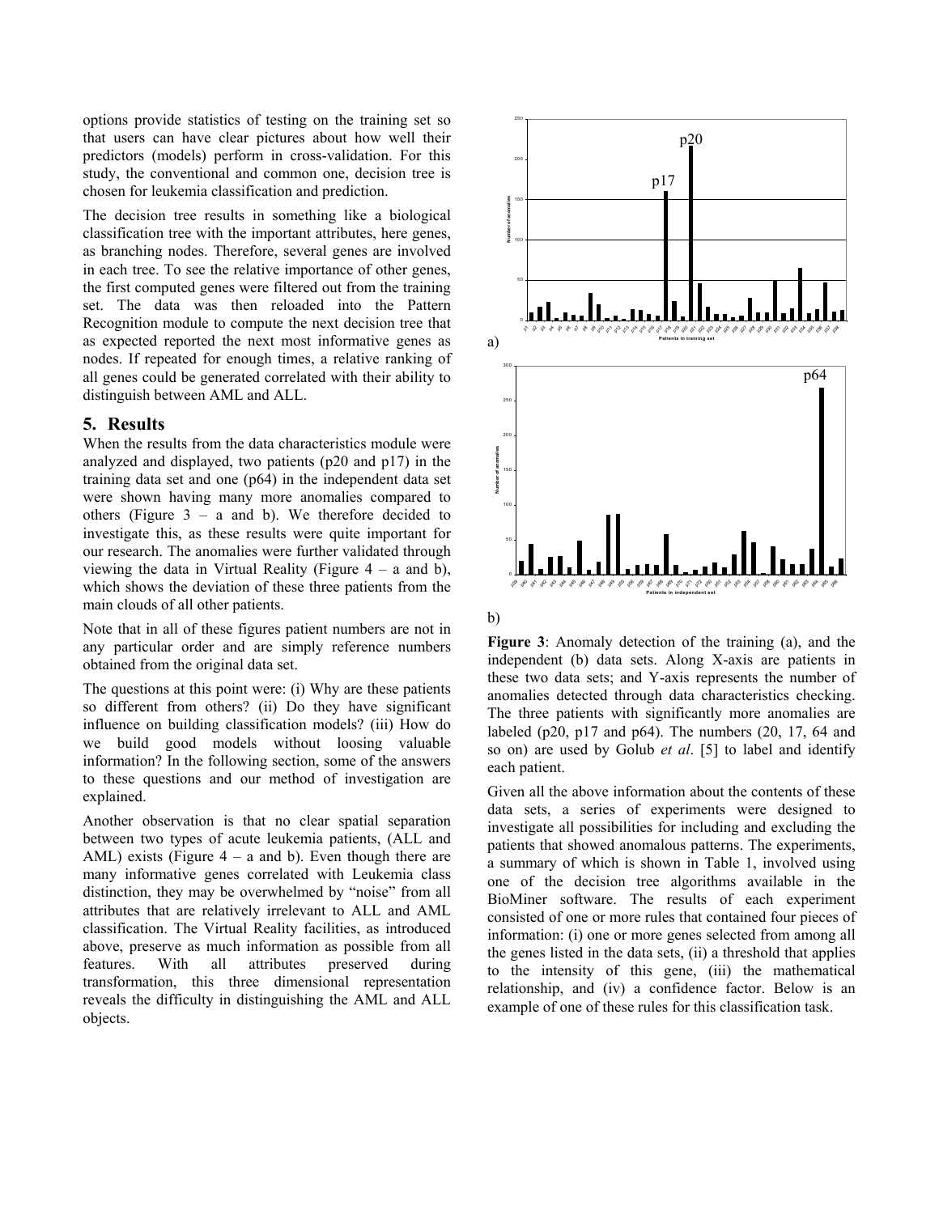options provide statistics of testing on the training set so that users can have clear pictures about how well their predictors (models) perform in cross-validation. For this study, the conventional and common one, decision tree is chosen for leukemia classification and prediction.

The decision tree results in something like a biological classification tree with the important attributes, here genes, as branching nodes. Therefore, several genes are involved in each tree. To see the relative importance of other genes, the first computed genes were filtered out from the training set. The data was then reloaded into the Pattern Recognition module to compute the next decision tree that as expected reported the next most informative genes as nodes. If repeated for enough times, a relative ranking of all genes could be generated correlated with their ability to distinguish between AML and ALL.

## 5. Results

When the results from the data characteristics module were analyzed and displayed, two patients (p20 and p17) in the training data set and one (p64) in the independent data set were shown having many more anomalies compared to others (Figure 3 – a and b). We therefore decided to investigate this, as these results were quite important for our research. The anomalies were further validated through viewing the data in Virtual Reality (Figure 4 – a and b), which shows the deviation of these three patients from the main clouds of all other patients.

Note that in all of these figures patient numbers are not in any particular order and are simply reference numbers obtained from the original data set.

The questions at this point were: (i) Why are these patients so different from others? (ii) Do they have significant influence on building classification models? (iii) How do we build good models without loosing valuable information? In the following section, some of the answers to these questions and our method of investigation are explained.

Another observation is that no clear spatial separation between two types of acute leukemia patients, (ALL and AML) exists (Figure 4 – a and b). Even though there are many informative genes correlated with Leukemia class distinction, they may be overwhelmed by "noise" from all attributes that are relatively irrelevant to ALL and AML classification. The Virtual Reality facilities, as introduced above, preserve as much information as possible from all features. With all attributes preserved during transformation, this three dimensional representation reveals the difficulty in distinguishing the AML and ALL objects.

a)

b)

**Figure 3**: Anomaly detection of the training (a), and the independent (b) data sets. Along X-axis are patients in these two data sets; and Y-axis represents the number of anomalies detected through data characteristics checking. The three patients with significantly more anomalies are labeled (p20, p17 and p64). The numbers (20, 17, 64 and so on) are used by Golub *et al*. [5] to label and identify each patient.

Given all the above information about the contents of these data sets, a series of experiments were designed to investigate all possibilities for including and excluding the patients that showed anomalous patterns. The experiments, a summary of which is shown in Table 1, involved using one of the decision tree algorithms available in the BioMiner software. The results of each experiment consisted of one or more rules that contained four pieces of information: (i) one or more genes selected from among all the genes listed in the data sets, (ii) a threshold that applies to the intensity of this gene, (iii) the mathematical relationship, and (iv) a confidence factor. Below is an example of one of these rules for this classification task.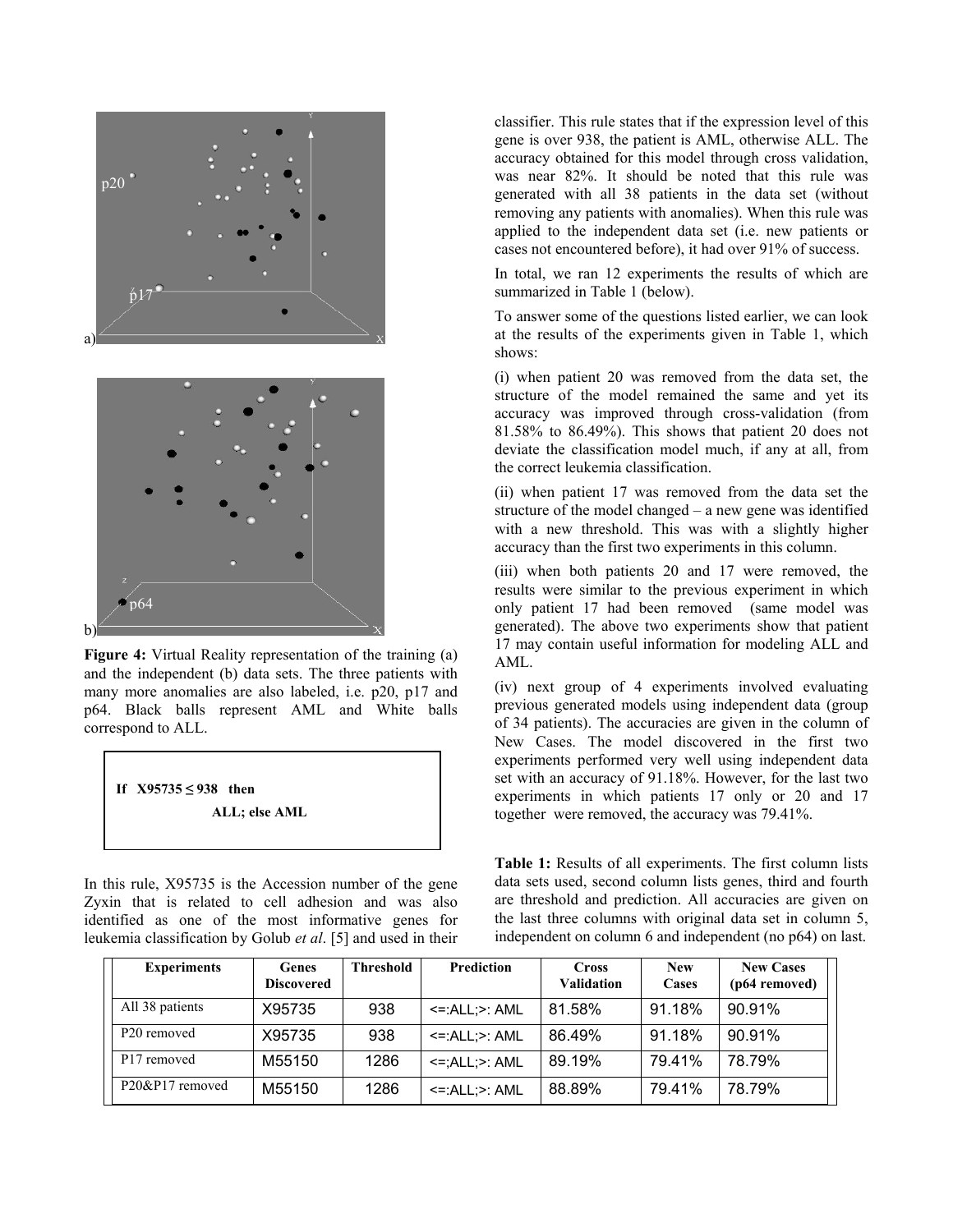Figure 4: Virtual Reality representation of the training (a) and the independent (b) data sets. The three patients with many more anomalies are also labeled, i.e. p20, p17 and p64. Black balls represent AML and White balls correspond to ALL.

**If X95735 ≤ 938 then**
**ALL; else AML**

In this rule, X95735 is the Accession number of the gene Zyxin that is related to cell adhesion and was also identified as one of the most informative genes for leukemia classification by Golub *et al*. [5] and used in their classifier. This rule states that if the expression level of this gene is over 938, the patient is AML, otherwise ALL. The accuracy obtained for this model through cross validation, was near 82%. It should be noted that this rule was generated with all 38 patients in the data set (without removing any patients with anomalies). When this rule was applied to the independent data set (i.e. new patients or cases not encountered before), it had over 91% of success.

In total, we ran 12 experiments the results of which are summarized in Table 1 (below).

To answer some of the questions listed earlier, we can look at the results of the experiments given in Table 1, which shows:

(i) when patient 20 was removed from the data set, the structure of the model remained the same and yet its accuracy was improved through cross-validation (from 81.58% to 86.49%). This shows that patient 20 does not deviate the classification model much, if any at all, from the correct leukemia classification.

(ii) when patient 17 was removed from the data set the structure of the model changed – a new gene was identified with a new threshold. This was with a slightly higher accuracy than the first two experiments in this column.

(iii) when both patients 20 and 17 were removed, the results were similar to the previous experiment in which only patient 17 had been removed (same model was generated). The above two experiments show that patient 17 may contain useful information for modeling ALL and AML.

(iv) next group of 4 experiments involved evaluating previous generated models using independent data (group of 34 patients). The accuracies are given in the column of New Cases. The model discovered in the first two experiments performed very well using independent data set with an accuracy of 91.18%. However, for the last two experiments in which patients 17 only or 20 and 17 together were removed, the accuracy was 79.41%.

**Table 1:** Results of all experiments. The first column lists data sets used, second column lists genes, third and fourth are threshold and prediction. All accuracies are given on the last three columns with original data set in column 5, independent on column 6 and independent (no p64) on last.

| Experiments | Genes Discovered | Threshold | Prediction | Cross Validation | New Cases | New Cases (p64 removed) |
|---|---|---|---|---|---|---|
| All 38 patients | X95735 | 938 | <=:ALL;>: AML | 81.58% | 91.18% | 90.91% |
| P20 removed | X95735 | 938 | <=:ALL;>: AML | 86.49% | 91.18% | 90.91% |
| P17 removed | M55150 | 1286 | <=;ALL;>: AML | 89.19% | 79.41% | 78.79% |
| P20&P17 removed | M55150 | 1286 | <=:ALL;>: AML | 88.89% | 79.41% | 78.79% |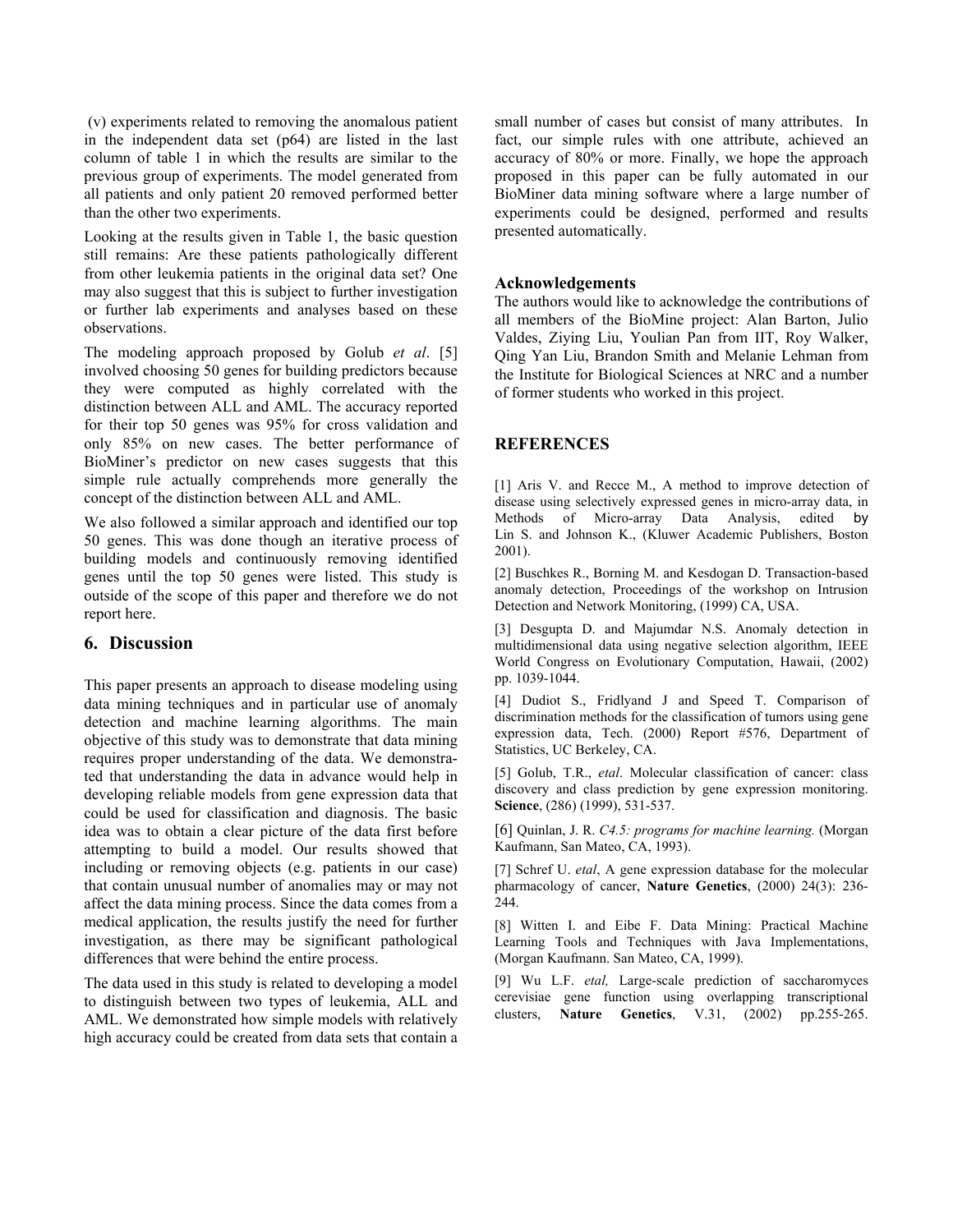(v) experiments related to removing the anomalous patient in the independent data set (p64) are listed in the last column of table 1 in which the results are similar to the previous group of experiments. The model generated from all patients and only patient 20 removed performed better than the other two experiments.

Looking at the results given in Table 1, the basic question still remains: Are these patients pathologically different from other leukemia patients in the original data set? One may also suggest that this is subject to further investigation or further lab experiments and analyses based on these observations.

The modeling approach proposed by Golub *et al*. [5] involved choosing 50 genes for building predictors because they were computed as highly correlated with the distinction between ALL and AML. The accuracy reported for their top 50 genes was 95% for cross validation and only 85% on new cases. The better performance of BioMiner's predictor on new cases suggests that this simple rule actually comprehends more generally the concept of the distinction between ALL and AML.

We also followed a similar approach and identified our top 50 genes. This was done though an iterative process of building models and continuously removing identified genes until the top 50 genes were listed. This study is outside of the scope of this paper and therefore we do not report here.

## 6. Discussion

This paper presents an approach to disease modeling using data mining techniques and in particular use of anomaly detection and machine learning algorithms. The main objective of this study was to demonstrate that data mining requires proper understanding of the data. We demonstrated that understanding the data in advance would help in developing reliable models from gene expression data that could be used for classification and diagnosis. The basic idea was to obtain a clear picture of the data first before attempting to build a model. Our results showed that including or removing objects (e.g. patients in our case) that contain unusual number of anomalies may or may not affect the data mining process. Since the data comes from a medical application, the results justify the need for further investigation, as there may be significant pathological differences that were behind the entire process.

The data used in this study is related to developing a model to distinguish between two types of leukemia, ALL and AML. We demonstrated how simple models with relatively high accuracy could be created from data sets that contain a small number of cases but consist of many attributes. In fact, our simple rules with one attribute, achieved an accuracy of 80% or more. Finally, we hope the approach proposed in this paper can be fully automated in our BioMiner data mining software where a large number of experiments could be designed, performed and results presented automatically.

### Acknowledgements

The authors would like to acknowledge the contributions of all members of the BioMine project: Alan Barton, Julio Valdes, Ziying Liu, Youlian Pan from IIT, Roy Walker, Qing Yan Liu, Brandon Smith and Melanie Lehman from the Institute for Biological Sciences at NRC and a number of former students who worked in this project.

## REFERENCES

[1] Aris V. and Recce M., A method to improve detection of disease using selectively expressed genes in micro-array data, in Methods of Micro-array Data Analysis, edited by Lin S. and Johnson K., (Kluwer Academic Publishers, Boston 2001).

[2] Buschkes R., Borning M. and Kesdogan D. Transaction-based anomaly detection, Proceedings of the workshop on Intrusion Detection and Network Monitoring, (1999) CA, USA.

[3] Desgupta D. and Majumdar N.S. Anomaly detection in multidimensional data using negative selection algorithm, IEEE World Congress on Evolutionary Computation, Hawaii, (2002) pp. 1039-1044.

[4] Dudiot S., Fridlyand J and Speed T. Comparison of discrimination methods for the classification of tumors using gene expression data, Tech. (2000) Report #576, Department of Statistics, UC Berkeley, CA.

[5] Golub, T.R., *etal*. Molecular classification of cancer: class discovery and class prediction by gene expression monitoring. **Science**, (286) (1999), 531-537.

[6] Quinlan, J. R. *C4.5: programs for machine learning.* (Morgan Kaufmann, San Mateo, CA, 1993).

[7] Schref U. *etal*, A gene expression database for the molecular pharmacology of cancer, **Nature Genetics**, (2000) 24(3): 236-244.

[8] Witten I. and Eibe F. Data Mining: Practical Machine Learning Tools and Techniques with Java Implementations, (Morgan Kaufmann. San Mateo, CA, 1999).

[9] Wu L.F. *etal,* Large-scale prediction of saccharomyces cerevisiae gene function using overlapping transcriptional clusters, **Nature Genetics**, V.31, (2002) pp.255-265.